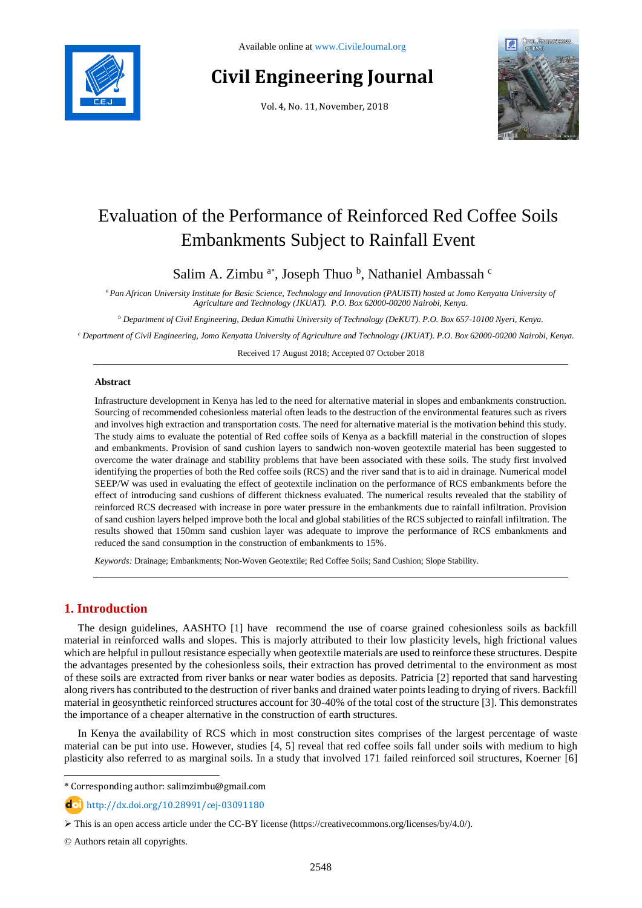Available online at www.CivileJournal.org

# Civil Engineering Journal

Vol. 4, No. 11, November, 2018

# Evaluation of the Performance of Reinforced Red Coffee Soils Embankments Subject to Rainfall Event

Salim A. Zimbu [a*], Joseph Thuo [b], Nathaniel Ambassah [c]

[a] *Pan African University Institute for Basic Science, Technology and Innovation (PAUISTI) hosted at Jomo Kenyatta University of Agriculture and Technology (JKUAT). P.O. Box 62000-00200 Nairobi, Kenya.*

[b] *Department of Civil Engineering, Dedan Kimathi University of Technology (DeKUT). P.O. Box 657-10100 Nyeri, Kenya.*

[c] *Department of Civil Engineering, Jomo Kenyatta University of Agriculture and Technology (JKUAT). P.O. Box 62000-00200 Nairobi, Kenya.*

Received 17 August 2018; Accepted 07 October 2018

---

**Abstract**

Infrastructure development in Kenya has led to the need for alternative material in slopes and embankments construction. Sourcing of recommended cohesionless material often leads to the destruction of the environmental features such as rivers and involves high extraction and transportation costs. The need for alternative material is the motivation behind this study. The study aims to evaluate the potential of Red coffee soils of Kenya as a backfill material in the construction of slopes and embankments. Provision of sand cushion layers to sandwich non-woven geotextile material has been suggested to overcome the water drainage and stability problems that have been associated with these soils. The study first involved identifying the properties of both the Red coffee soils (RCS) and the river sand that is to aid in drainage. Numerical model SEEP/W was used in evaluating the effect of geotextile inclination on the performance of RCS embankments before the effect of introducing sand cushions of different thickness evaluated. The numerical results revealed that the stability of reinforced RCS decreased with increase in pore water pressure in the embankments due to rainfall infiltration. Provision of sand cushion layers helped improve both the local and global stabilities of the RCS subjected to rainfall infiltration. The results showed that 150mm sand cushion layer was adequate to improve the performance of RCS embankments and reduced the sand consumption in the construction of embankments to 15%.

*Keywords:* Drainage; Embankments; Non-Woven Geotextile; Red Coffee Soils; Sand Cushion; Slope Stability.

---

## 1. Introduction

The design guidelines, AASHTO [1] have recommend the use of coarse grained cohesionless soils as backfill material in reinforced walls and slopes. This is majorly attributed to their low plasticity levels, high frictional values which are helpful in pullout resistance especially when geotextile materials are used to reinforce these structures. Despite the advantages presented by the cohesionless soils, their extraction has proved detrimental to the environment as most of these soils are extracted from river banks or near water bodies as deposits. Patricia [2] reported that sand harvesting along rivers has contributed to the destruction of river banks and drained water points leading to drying of rivers. Backfill material in geosynthetic reinforced structures account for 30-40% of the total cost of the structure [3]. This demonstrates the importance of a cheaper alternative in the construction of earth structures.

In Kenya the availability of RCS which in most construction sites comprises of the largest percentage of waste material can be put into use. However, studies [4, 5] reveal that red coffee soils fall under soils with medium to high plasticity also referred to as marginal soils. In a study that involved 171 failed reinforced soil structures, Koerner [6]

---

\* Corresponding author: salimzimbu@gmail.com

http://dx.doi.org/10.28991/cej-03091180

➢ This is an open access article under the CC-BY license (https://creativecommons.org/licenses/by/4.0/).

© Authors retain all copyrights.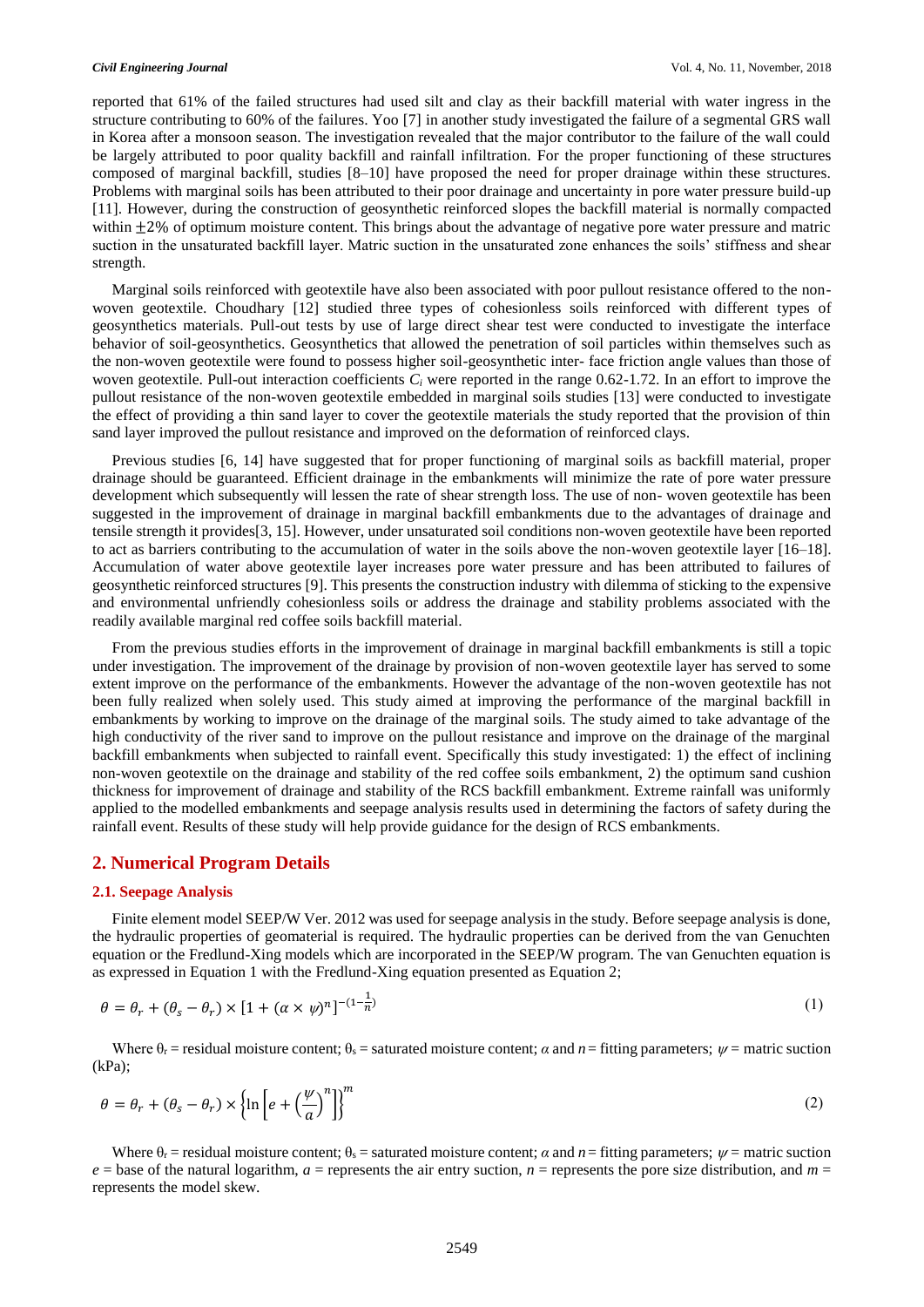reported that 61% of the failed structures had used silt and clay as their backfill material with water ingress in the structure contributing to 60% of the failures. Yoo [7] in another study investigated the failure of a segmental GRS wall in Korea after a monsoon season. The investigation revealed that the major contributor to the failure of the wall could be largely attributed to poor quality backfill and rainfall infiltration. For the proper functioning of these structures composed of marginal backfill, studies [8–10] have proposed the need for proper drainage within these structures. Problems with marginal soils has been attributed to their poor drainage and uncertainty in pore water pressure build-up [11]. However, during the construction of geosynthetic reinforced slopes the backfill material is normally compacted within $\pm 2\%$ of optimum moisture content. This brings about the advantage of negative pore water pressure and matric suction in the unsaturated backfill layer. Matric suction in the unsaturated zone enhances the soils' stiffness and shear strength.

Marginal soils reinforced with geotextile have also been associated with poor pullout resistance offered to the non-woven geotextile. Choudhary [12] studied three types of cohesionless soils reinforced with different types of geosynthetics materials. Pull-out tests by use of large direct shear test were conducted to investigate the interface behavior of soil-geosynthetics. Geosynthetics that allowed the penetration of soil particles within themselves such as the non-woven geotextile were found to possess higher soil-geosynthetic inter- face friction angle values than those of woven geotextile. Pull-out interaction coefficients $C_i$ were reported in the range 0.62-1.72. In an effort to improve the pullout resistance of the non-woven geotextile embedded in marginal soils studies [13] were conducted to investigate the effect of providing a thin sand layer to cover the geotextile materials the study reported that the provision of thin sand layer improved the pullout resistance and improved on the deformation of reinforced clays.

Previous studies [6, 14] have suggested that for proper functioning of marginal soils as backfill material, proper drainage should be guaranteed. Efficient drainage in the embankments will minimize the rate of pore water pressure development which subsequently will lessen the rate of shear strength loss. The use of non- woven geotextile has been suggested in the improvement of drainage in marginal backfill embankments due to the advantages of drainage and tensile strength it provides[3, 15]. However, under unsaturated soil conditions non-woven geotextile have been reported to act as barriers contributing to the accumulation of water in the soils above the non-woven geotextile layer [16–18]. Accumulation of water above geotextile layer increases pore water pressure and has been attributed to failures of geosynthetic reinforced structures [9]. This presents the construction industry with dilemma of sticking to the expensive and environmental unfriendly cohesionless soils or address the drainage and stability problems associated with the readily available marginal red coffee soils backfill material.

From the previous studies efforts in the improvement of drainage in marginal backfill embankments is still a topic under investigation. The improvement of the drainage by provision of non-woven geotextile layer has served to some extent improve on the performance of the embankments. However the advantage of the non-woven geotextile has not been fully realized when solely used. This study aimed at improving the performance of the marginal backfill in embankments by working to improve on the drainage of the marginal soils. The study aimed to take advantage of the high conductivity of the river sand to improve on the pullout resistance and improve on the drainage of the marginal backfill embankments when subjected to rainfall event. Specifically this study investigated: 1) the effect of inclining non-woven geotextile on the drainage and stability of the red coffee soils embankment, 2) the optimum sand cushion thickness for improvement of drainage and stability of the RCS backfill embankment. Extreme rainfall was uniformly applied to the modelled embankments and seepage analysis results used in determining the factors of safety during the rainfall event. Results of these study will help provide guidance for the design of RCS embankments.

## 2. Numerical Program Details

### 2.1. Seepage Analysis

Finite element model SEEP/W Ver. 2012 was used for seepage analysis in the study. Before seepage analysis is done, the hydraulic properties of geomaterial is required. The hydraulic properties can be derived from the van Genuchten equation or the Fredlund-Xing models which are incorporated in the SEEP/W program. The van Genuchten equation is as expressed in Equation 1 with the Fredlund-Xing equation presented as Equation 2;

$$\theta = \theta_r + (\theta_s - \theta_r) \times [1 + (\alpha \times \psi)^n]^{-(1-\frac{1}{n})} \tag{1}$$

Where $\theta_r$ = residual moisture content; $\theta_s$ = saturated moisture content; $\alpha$ and $n$ = fitting parameters; $\psi$ = matric suction (kPa);

$$\theta = \theta_r + (\theta_s - \theta_r) \times \left\{\ln\left[e + \left(\frac{\psi}{a}\right)^n\right]\right\}^m \tag{2}$$

Where $\theta_r$ = residual moisture content; $\theta_s$ = saturated moisture content; $\alpha$ and $n$ = fitting parameters; $\psi$ = matric suction $e$ = base of the natural logarithm, $a$ = represents the air entry suction, $n$ = represents the pore size distribution, and $m$ = represents the model skew.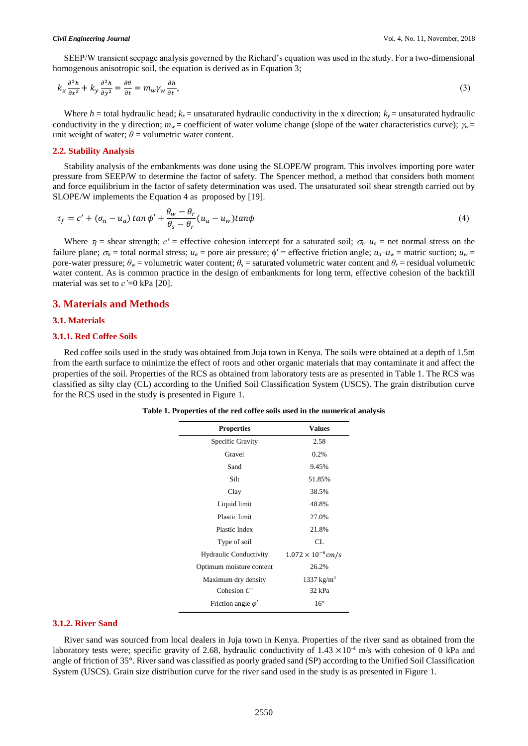SEEP/W transient seepage analysis governed by the Richard's equation was used in the study. For a two-dimensional homogenous anisotropic soil, the equation is derived as in Equation 3;

$$k_x \frac{\partial^2 h}{\partial x^2} + k_y \frac{\partial^2 h}{\partial y^2} = \frac{\partial \theta}{\partial t} = m_w \gamma_w \frac{\partial h}{\partial t}, \tag{3}$$

Where $h$ = total hydraulic head; $k_x$ = unsaturated hydraulic conductivity in the x direction; $k_y$ = unsaturated hydraulic conductivity in the y direction; $m_w$ = coefficient of water volume change (slope of the water characteristics curve); $\gamma_w$ = unit weight of water; $\theta$ = volumetric water content.

### 2.2. Stability Analysis

Stability analysis of the embankments was done using the SLOPE/W program. This involves importing pore water pressure from SEEP/W to determine the factor of safety. The Spencer method, a method that considers both moment and force equilibrium in the factor of safety determination was used. The unsaturated soil shear strength carried out by SLOPE/W implements the Equation 4 as proposed by [19].

$$\tau_f = c' + (\sigma_n - u_a) \tan\phi' + \frac{\theta_w - \theta_r}{\theta_s - \theta_r}(u_a - u_w) \tan\phi \tag{4}$$

Where $\tau_f$ = shear strength; $c'$ = effective cohesion intercept for a saturated soil; $\sigma_n - u_a$ = net normal stress on the failure plane; $\sigma_n$ = total normal stress; $u_a$ = pore air pressure; $\phi'$ = effective friction angle; $u_a - u_w$ = matric suction; $u_w$ = pore-water pressure; $\theta_w$ = volumetric water content; $\theta_s$ = saturated volumetric water content and $\theta_r$ = residual volumetric water content. As is common practice in the design of embankments for long term, effective cohesion of the backfill material was set to $c'$=0 kPa [20].

## 3. Materials and Methods

### 3.1. Materials

#### 3.1.1. Red Coffee Soils

Red coffee soils used in the study was obtained from Juja town in Kenya. The soils were obtained at a depth of 1.5m from the earth surface to minimize the effect of roots and other organic materials that may contaminate it and affect the properties of the soil. Properties of the RCS as obtained from laboratory tests are as presented in Table 1. The RCS was classified as silty clay (CL) according to the Unified Soil Classification System (USCS). The grain distribution curve for the RCS used in the study is presented in Figure 1.

**Table 1. Properties of the red coffee soils used in the numerical analysis**

| Properties | Values |
|---|---|
| Specific Gravity | 2.58 |
| Gravel | 0.2% |
| Sand | 9.45% |
| Silt | 51.85% |
| Clay | 38.5% |
| Liquid limit | 48.8% |
| Plastic limit | 27.0% |
| Plastic Index | 21.8% |
| Type of soil | CL |
| Hydraulic Conductivity | $1.072 \times 10^{-6}\,cm/s$ |
| Optimum moisture content | 26.2% |
| Maximum dry density | 1337 $kg/m^3$ |
| Cohesion $C'$ | 32 kPa |
| Friction angle $\varphi'$ | 16° |

#### 3.1.2. River Sand

River sand was sourced from local dealers in Juja town in Kenya. Properties of the river sand as obtained from the laboratory tests were; specific gravity of 2.68, hydraulic conductivity of $1.43 \times 10^{-4}$ m/s with cohesion of 0 kPa and angle of friction of 35°. River sand was classified as poorly graded sand (SP) according to the Unified Soil Classification System (USCS). Grain size distribution curve for the river sand used in the study is as presented in Figure 1.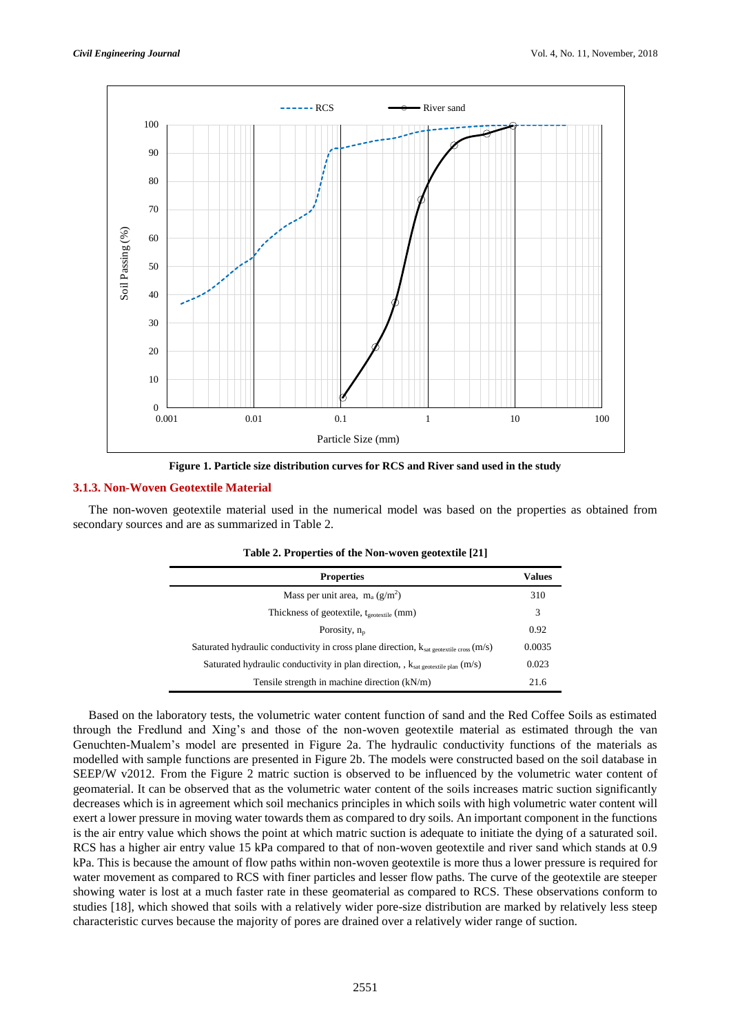Figure 1. Particle size distribution curves for RCS and River sand used in the study

### 3.1.3. Non-Woven Geotextile Material

The non-woven geotextile material used in the numerical model was based on the properties as obtained from secondary sources and are as summarized in Table 2.

**Table 2. Properties of the Non-woven geotextile [21]**

| Properties | Values |
|---|---|
| Mass per unit area, $m_a$ (g/m$^2$) | 310 |
| Thickness of geotextile, $t_{geotextile}$ (mm) | 3 |
| Porosity, $n_p$ | 0.92 |
| Saturated hydraulic conductivity in cross plane direction, $k_{sat\ geotextile\ cross}$ (m/s) | 0.0035 |
| Saturated hydraulic conductivity in plan direction, , $k_{sat\ geotextile\ plan}$ (m/s) | 0.023 |
| Tensile strength in machine direction (kN/m) | 21.6 |

Based on the laboratory tests, the volumetric water content function of sand and the Red Coffee Soils as estimated through the Fredlund and Xing's and those of the non-woven geotextile material as estimated through the van Genuchten-Mualem's model are presented in Figure 2a. The hydraulic conductivity functions of the materials as modelled with sample functions are presented in Figure 2b. The models were constructed based on the soil database in SEEP/W v2012. From the Figure 2 matric suction is observed to be influenced by the volumetric water content of geomaterial. It can be observed that as the volumetric water content of the soils increases matric suction significantly decreases which is in agreement which soil mechanics principles in which soils with high volumetric water content will exert a lower pressure in moving water towards them as compared to dry soils. An important component in the functions is the air entry value which shows the point at which matric suction is adequate to initiate the dying of a saturated soil. RCS has a higher air entry value 15 kPa compared to that of non-woven geotextile and river sand which stands at 0.9 kPa. This is because the amount of flow paths within non-woven geotextile is more thus a lower pressure is required for water movement as compared to RCS with finer particles and lesser flow paths. The curve of the geotextile are steeper showing water is lost at a much faster rate in these geomaterial as compared to RCS. These observations conform to studies [18], which showed that soils with a relatively wider pore-size distribution are marked by relatively less steep characteristic curves because the majority of pores are drained over a relatively wider range of suction.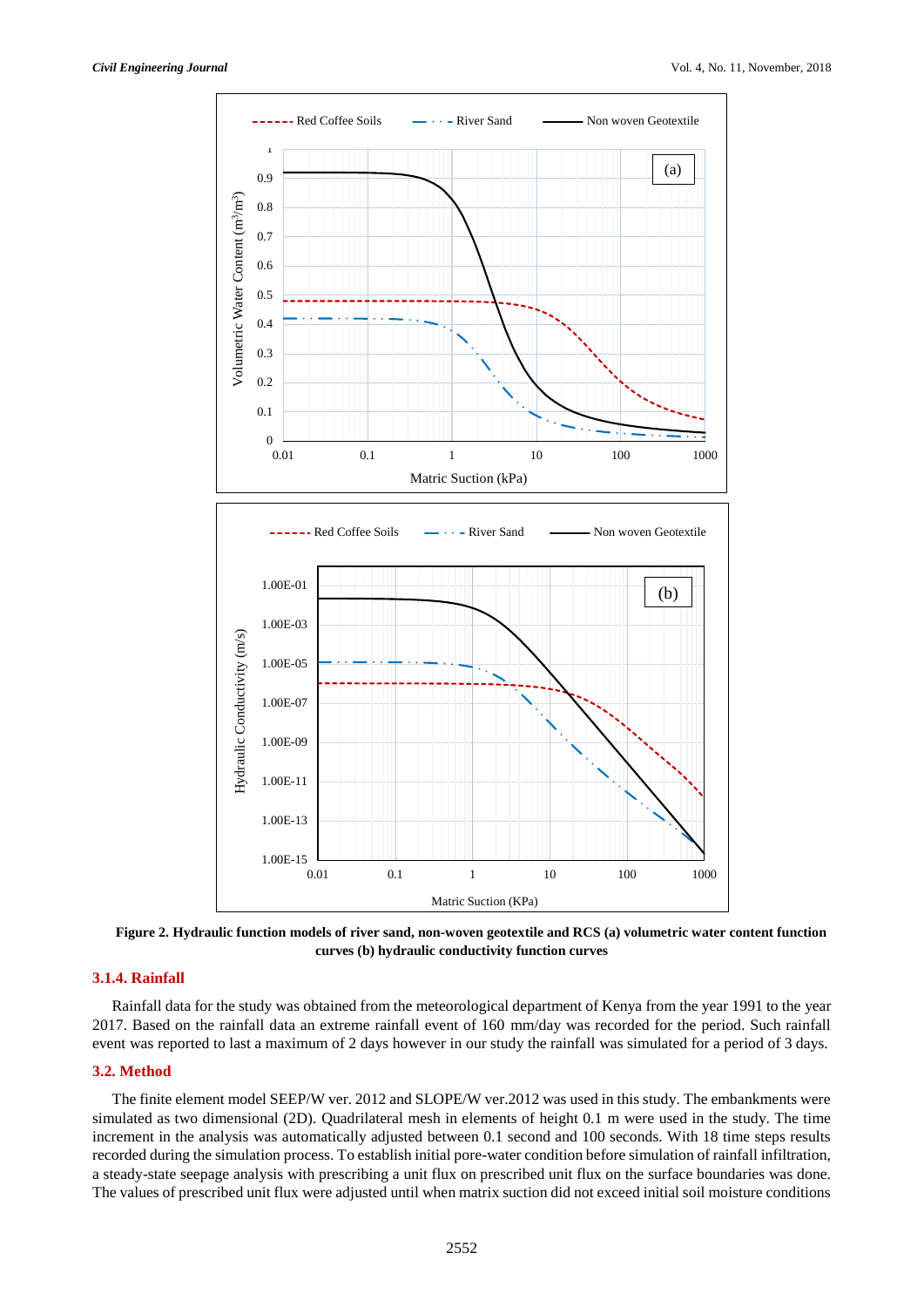**Figure 2. Hydraulic function models of river sand, non-woven geotextile and RCS (a) volumetric water content function curves (b) hydraulic conductivity function curves**

### 3.1.4. Rainfall

Rainfall data for the study was obtained from the meteorological department of Kenya from the year 1991 to the year 2017. Based on the rainfall data an extreme rainfall event of 160 mm/day was recorded for the period. Such rainfall event was reported to last a maximum of 2 days however in our study the rainfall was simulated for a period of 3 days.

## 3.2. Method

The finite element model SEEP/W ver. 2012 and SLOPE/W ver.2012 was used in this study. The embankments were simulated as two dimensional (2D). Quadrilateral mesh in elements of height 0.1 m were used in the study. The time increment in the analysis was automatically adjusted between 0.1 second and 100 seconds. With 18 time steps results recorded during the simulation process. To establish initial pore-water condition before simulation of rainfall infiltration, a steady-state seepage analysis with prescribing a unit flux on prescribed unit flux on the surface boundaries was done. The values of prescribed unit flux were adjusted until when matrix suction did not exceed initial soil moisture conditions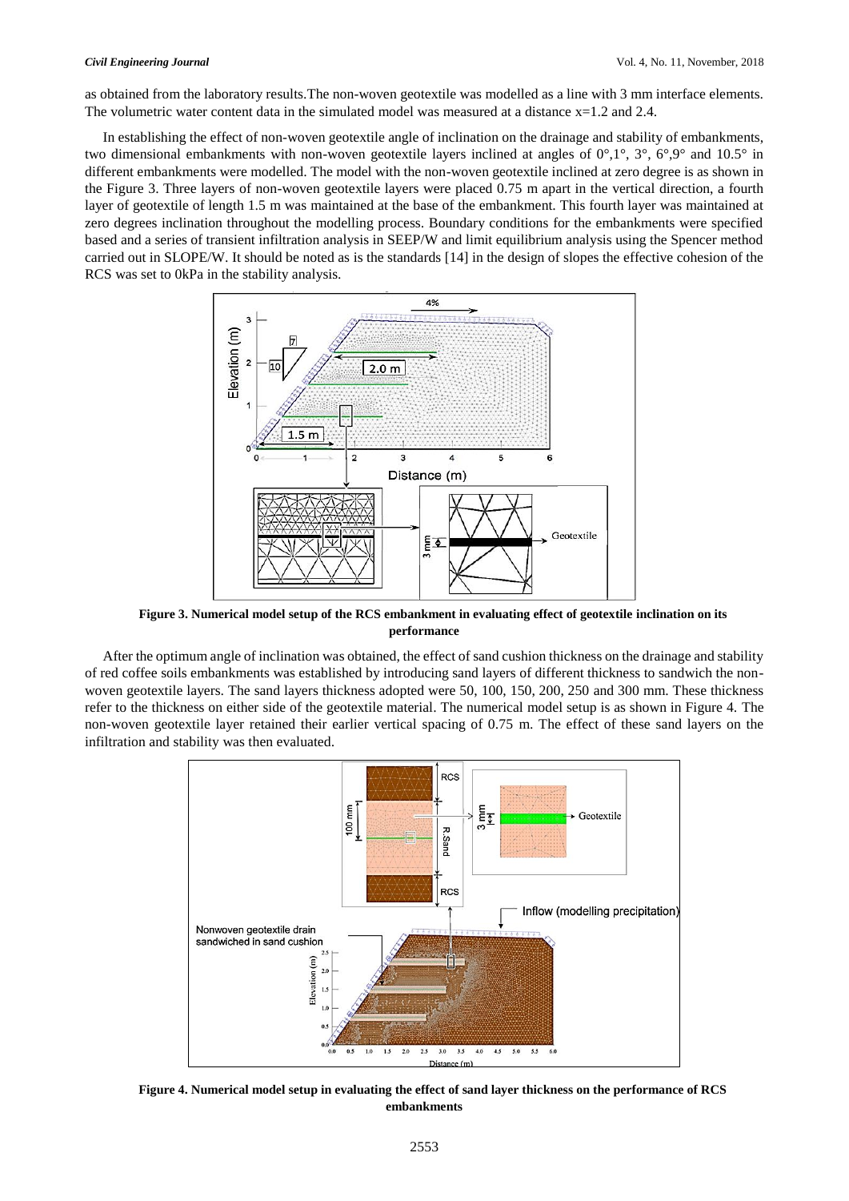as obtained from the laboratory results.The non-woven geotextile was modelled as a line with 3 mm interface elements. The volumetric water content data in the simulated model was measured at a distance x=1.2 and 2.4.

In establishing the effect of non-woven geotextile angle of inclination on the drainage and stability of embankments, two dimensional embankments with non-woven geotextile layers inclined at angles of 0°,1°, 3°, 6°,9° and 10.5° in different embankments were modelled. The model with the non-woven geotextile inclined at zero degree is as shown in the Figure 3. Three layers of non-woven geotextile layers were placed 0.75 m apart in the vertical direction, a fourth layer of geotextile of length 1.5 m was maintained at the base of the embankment. This fourth layer was maintained at zero degrees inclination throughout the modelling process. Boundary conditions for the embankments were specified based and a series of transient infiltration analysis in SEEP/W and limit equilibrium analysis using the Spencer method carried out in SLOPE/W. It should be noted as is the standards [14] in the design of slopes the effective cohesion of the RCS was set to 0kPa in the stability analysis.

**Figure 3. Numerical model setup of the RCS embankment in evaluating effect of geotextile inclination on its performance**

After the optimum angle of inclination was obtained, the effect of sand cushion thickness on the drainage and stability of red coffee soils embankments was established by introducing sand layers of different thickness to sandwich the non-woven geotextile layers. The sand layers thickness adopted were 50, 100, 150, 200, 250 and 300 mm. These thickness refer to the thickness on either side of the geotextile material. The numerical model setup is as shown in Figure 4. The non-woven geotextile layer retained their earlier vertical spacing of 0.75 m. The effect of these sand layers on the infiltration and stability was then evaluated.

**Figure 4. Numerical model setup in evaluating the effect of sand layer thickness on the performance of RCS embankments**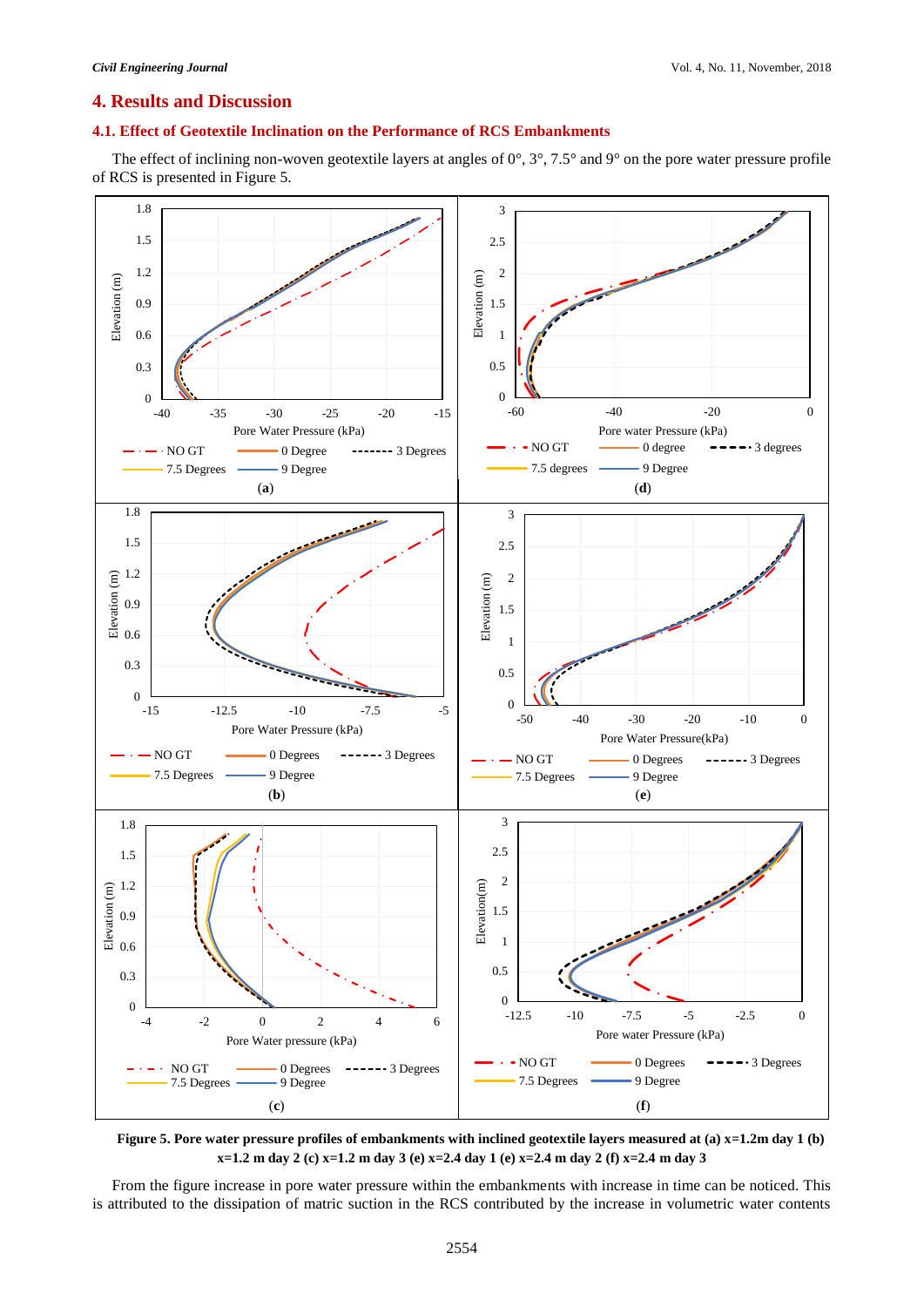## 4. Results and Discussion

### 4.1. Effect of Geotextile Inclination on the Performance of RCS Embankments

The effect of inclining non-woven geotextile layers at angles of 0°, 3°, 7.5° and 9° on the pore water pressure profile of RCS is presented in Figure 5.

**Figure 5. Pore water pressure profiles of embankments with inclined geotextile layers measured at (a) x=1.2m day 1 (b) x=1.2 m day 2 (c) x=1.2 m day 3 (e) x=2.4 day 1 (e) x=2.4 m day 2 (f) x=2.4 m day 3**

From the figure increase in pore water pressure within the embankments with increase in time can be noticed. This is attributed to the dissipation of matric suction in the RCS contributed by the increase in volumetric water contents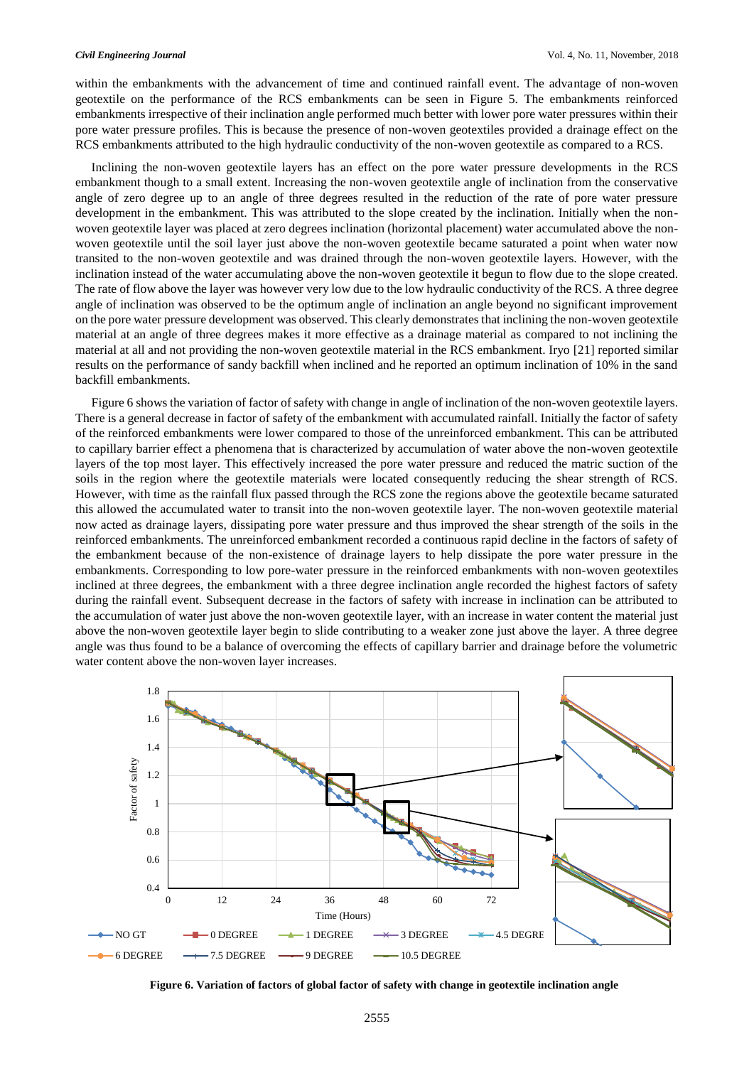within the embankments with the advancement of time and continued rainfall event. The advantage of non-woven geotextile on the performance of the RCS embankments can be seen in Figure 5. The embankments reinforced embankments irrespective of their inclination angle performed much better with lower pore water pressures within their pore water pressure profiles. This is because the presence of non-woven geotextiles provided a drainage effect on the RCS embankments attributed to the high hydraulic conductivity of the non-woven geotextile as compared to a RCS.

Inclining the non-woven geotextile layers has an effect on the pore water pressure developments in the RCS embankment though to a small extent. Increasing the non-woven geotextile angle of inclination from the conservative angle of zero degree up to an angle of three degrees resulted in the reduction of the rate of pore water pressure development in the embankment. This was attributed to the slope created by the inclination. Initially when the non-woven geotextile layer was placed at zero degrees inclination (horizontal placement) water accumulated above the non-woven geotextile until the soil layer just above the non-woven geotextile became saturated a point when water now transited to the non-woven geotextile and was drained through the non-woven geotextile layers. However, with the inclination instead of the water accumulating above the non-woven geotextile it begun to flow due to the slope created. The rate of flow above the layer was however very low due to the low hydraulic conductivity of the RCS. A three degree angle of inclination was observed to be the optimum angle of inclination an angle beyond no significant improvement on the pore water pressure development was observed. This clearly demonstrates that inclining the non-woven geotextile material at an angle of three degrees makes it more effective as a drainage material as compared to not inclining the material at all and not providing the non-woven geotextile material in the RCS embankment. Iryo [21] reported similar results on the performance of sandy backfill when inclined and he reported an optimum inclination of 10% in the sand backfill embankments.

Figure 6 shows the variation of factor of safety with change in angle of inclination of the non-woven geotextile layers. There is a general decrease in factor of safety of the embankment with accumulated rainfall. Initially the factor of safety of the reinforced embankments were lower compared to those of the unreinforced embankment. This can be attributed to capillary barrier effect a phenomena that is characterized by accumulation of water above the non-woven geotextile layers of the top most layer. This effectively increased the pore water pressure and reduced the matric suction of the soils in the region where the geotextile materials were located consequently reducing the shear strength of RCS. However, with time as the rainfall flux passed through the RCS zone the regions above the geotextile became saturated this allowed the accumulated water to transit into the non-woven geotextile layer. The non-woven geotextile material now acted as drainage layers, dissipating pore water pressure and thus improved the shear strength of the soils in the reinforced embankments. The unreinforced embankment recorded a continuous rapid decline in the factors of safety of the embankment because of the non-existence of drainage layers to help dissipate the pore water pressure in the embankments. Corresponding to low pore-water pressure in the reinforced embankments with non-woven geotextiles inclined at three degrees, the embankment with a three degree inclination angle recorded the highest factors of safety during the rainfall event. Subsequent decrease in the factors of safety with increase in inclination can be attributed to the accumulation of water just above the non-woven geotextile layer, with an increase in water content the material just above the non-woven geotextile layer begin to slide contributing to a weaker zone just above the layer. A three degree angle was thus found to be a balance of overcoming the effects of capillary barrier and drainage before the volumetric water content above the non-woven layer increases.

**Figure 6. Variation of factors of global factor of safety with change in geotextile inclination angle**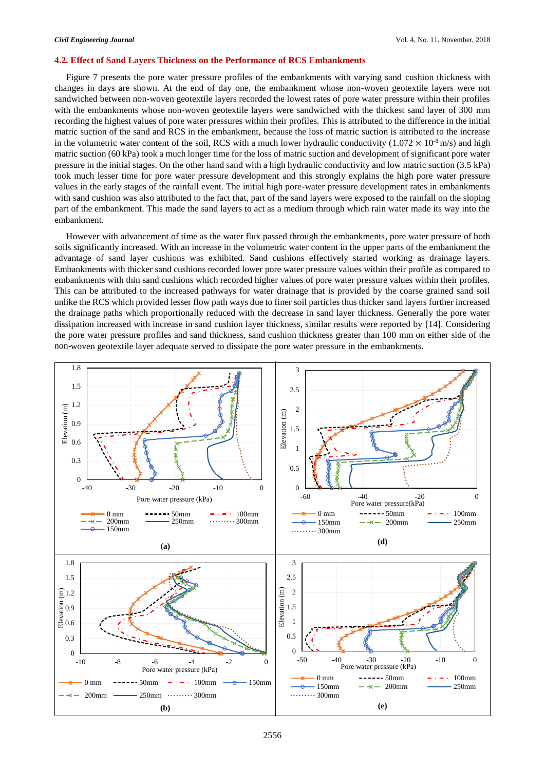### 4.2. Effect of Sand Layers Thickness on the Performance of RCS Embankments

Figure 7 presents the pore water pressure profiles of the embankments with varying sand cushion thickness with changes in days are shown. At the end of day one, the embankment whose non-woven geotextile layers were not sandwiched between non-woven geotextile layers recorded the lowest rates of pore water pressure within their profiles with the embankments whose non-woven geotextile layers were sandwiched with the thickest sand layer of 300 mm recording the highest values of pore water pressures within their profiles. This is attributed to the difference in the initial matric suction of the sand and RCS in the embankment, because the loss of matric suction is attributed to the increase in the volumetric water content of the soil, RCS with a much lower hydraulic conductivity ($1.072 \times 10^{-8}$ m/s) and high matric suction (60 kPa) took a much longer time for the loss of matric suction and development of significant pore water pressure in the initial stages. On the other hand sand with a high hydraulic conductivity and low matric suction (3.5 kPa) took much lesser time for pore water pressure development and this strongly explains the high pore water pressure values in the early stages of the rainfall event. The initial high pore-water pressure development rates in embankments with sand cushion was also attributed to the fact that, part of the sand layers were exposed to the rainfall on the sloping part of the embankment. This made the sand layers to act as a medium through which rain water made its way into the embankment.

However with advancement of time as the water flux passed through the embankments, pore water pressure of both soils significantly increased. With an increase in the volumetric water content in the upper parts of the embankment the advantage of sand layer cushions was exhibited. Sand cushions effectively started working as drainage layers. Embankments with thicker sand cushions recorded lower pore water pressure values within their profile as compared to embankments with thin sand cushions which recorded higher values of pore water pressure values within their profiles. This can be attributed to the increased pathways for water drainage that is provided by the coarse grained sand soil unlike the RCS which provided lesser flow path ways due to finer soil particles thus thicker sand layers further increased the drainage paths which proportionally reduced with the decrease in sand layer thickness. Generally the pore water dissipation increased with increase in sand cushion layer thickness, similar results were reported by [14]. Considering the pore water pressure profiles and sand thickness, sand cushion thickness greater than 100 mm on either side of the non-woven geotextile layer adequate served to dissipate the pore water pressure in the embankments.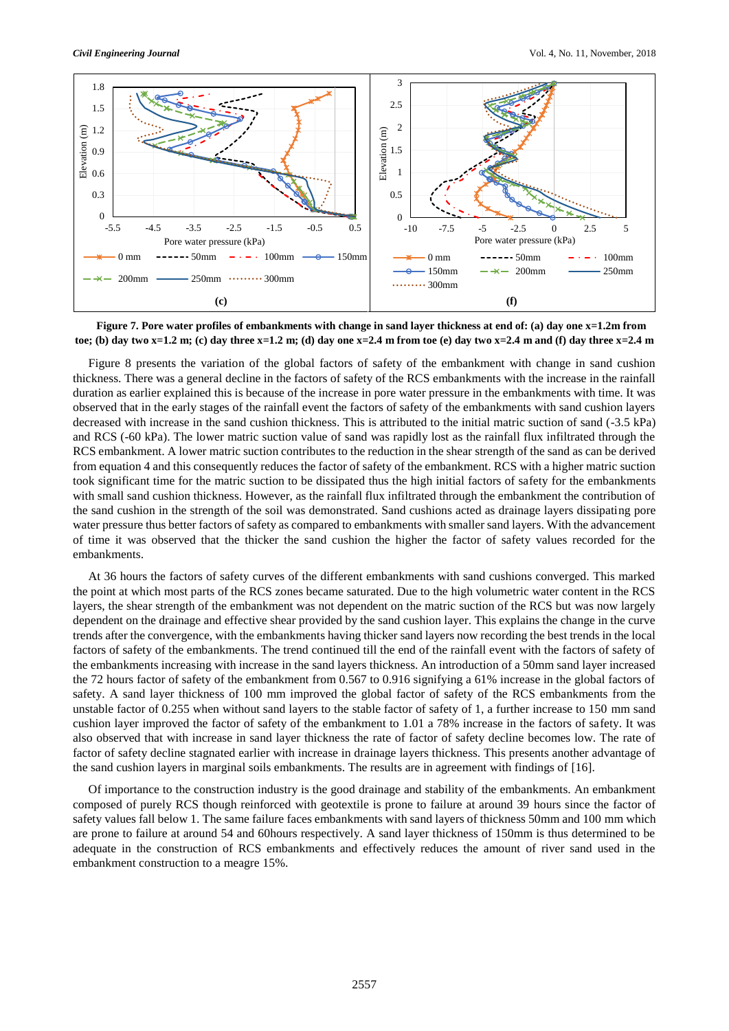**Figure 7. Pore water profiles of embankments with change in sand layer thickness at end of: (a) day one x=1.2m from toe; (b) day two x=1.2 m; (c) day three x=1.2 m; (d) day one x=2.4 m from toe (e) day two x=2.4 m and (f) day three x=2.4 m**

Figure 8 presents the variation of the global factors of safety of the embankment with change in sand cushion thickness. There was a general decline in the factors of safety of the RCS embankments with the increase in the rainfall duration as earlier explained this is because of the increase in pore water pressure in the embankments with time. It was observed that in the early stages of the rainfall event the factors of safety of the embankments with sand cushion layers decreased with increase in the sand cushion thickness. This is attributed to the initial matric suction of sand (-3.5 kPa) and RCS (-60 kPa). The lower matric suction value of sand was rapidly lost as the rainfall flux infiltrated through the RCS embankment. A lower matric suction contributes to the reduction in the shear strength of the sand as can be derived from equation 4 and this consequently reduces the factor of safety of the embankment. RCS with a higher matric suction took significant time for the matric suction to be dissipated thus the high initial factors of safety for the embankments with small sand cushion thickness. However, as the rainfall flux infiltrated through the embankment the contribution of the sand cushion in the strength of the soil was demonstrated. Sand cushions acted as drainage layers dissipating pore water pressure thus better factors of safety as compared to embankments with smaller sand layers. With the advancement of time it was observed that the thicker the sand cushion the higher the factor of safety values recorded for the embankments.

At 36 hours the factors of safety curves of the different embankments with sand cushions converged. This marked the point at which most parts of the RCS zones became saturated. Due to the high volumetric water content in the RCS layers, the shear strength of the embankment was not dependent on the matric suction of the RCS but was now largely dependent on the drainage and effective shear provided by the sand cushion layer. This explains the change in the curve trends after the convergence, with the embankments having thicker sand layers now recording the best trends in the local factors of safety of the embankments. The trend continued till the end of the rainfall event with the factors of safety of the embankments increasing with increase in the sand layers thickness. An introduction of a 50mm sand layer increased the 72 hours factor of safety of the embankment from 0.567 to 0.916 signifying a 61% increase in the global factors of safety. A sand layer thickness of 100 mm improved the global factor of safety of the RCS embankments from the unstable factor of 0.255 when without sand layers to the stable factor of safety of 1, a further increase to 150 mm sand cushion layer improved the factor of safety of the embankment to 1.01 a 78% increase in the factors of safety. It was also observed that with increase in sand layer thickness the rate of factor of safety decline becomes low. The rate of factor of safety decline stagnated earlier with increase in drainage layers thickness. This presents another advantage of the sand cushion layers in marginal soils embankments. The results are in agreement with findings of [16].

Of importance to the construction industry is the good drainage and stability of the embankments. An embankment composed of purely RCS though reinforced with geotextile is prone to failure at around 39 hours since the factor of safety values fall below 1. The same failure faces embankments with sand layers of thickness 50mm and 100 mm which are prone to failure at around 54 and 60hours respectively. A sand layer thickness of 150mm is thus determined to be adequate in the construction of RCS embankments and effectively reduces the amount of river sand used in the embankment construction to a meagre 15%.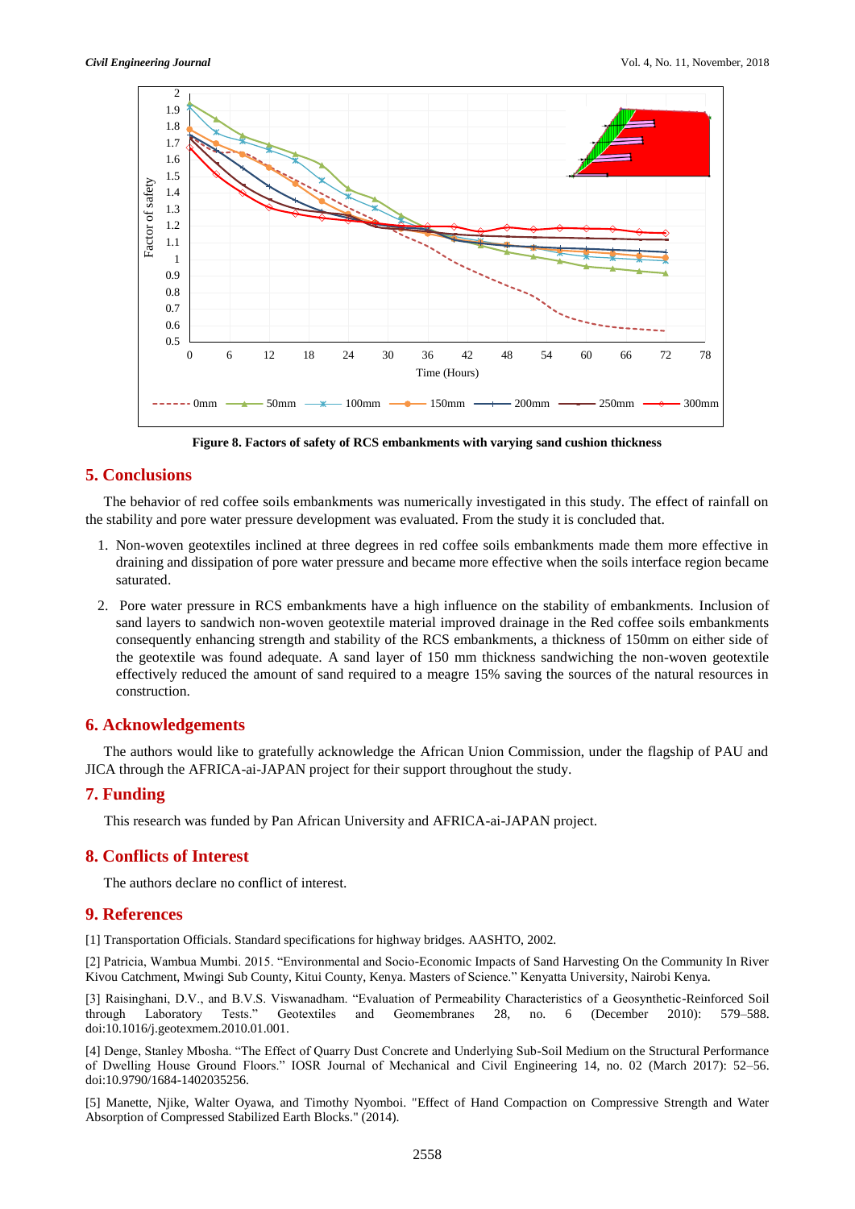Figure 8. Factors of safety of RCS embankments with varying sand cushion thickness

## 5. Conclusions

The behavior of red coffee soils embankments was numerically investigated in this study. The effect of rainfall on the stability and pore water pressure development was evaluated. From the study it is concluded that.

1. Non-woven geotextiles inclined at three degrees in red coffee soils embankments made them more effective in draining and dissipation of pore water pressure and became more effective when the soils interface region became saturated.
2. Pore water pressure in RCS embankments have a high influence on the stability of embankments. Inclusion of sand layers to sandwich non-woven geotextile material improved drainage in the Red coffee soils embankments consequently enhancing strength and stability of the RCS embankments, a thickness of 150mm on either side of the geotextile was found adequate. A sand layer of 150 mm thickness sandwiching the non-woven geotextile effectively reduced the amount of sand required to a meagre 15% saving the sources of the natural resources in construction.

## 6. Acknowledgements

The authors would like to gratefully acknowledge the African Union Commission, under the flagship of PAU and JICA through the AFRICA-ai-JAPAN project for their support throughout the study.

## 7. Funding

This research was funded by Pan African University and AFRICA-ai-JAPAN project.

## 8. Conflicts of Interest

The authors declare no conflict of interest.

## 9. References

[1] Transportation Officials. Standard specifications for highway bridges. AASHTO, 2002.

[2] Patricia, Wambua Mumbi. 2015. "Environmental and Socio-Economic Impacts of Sand Harvesting On the Community In River Kivou Catchment, Mwingi Sub County, Kitui County, Kenya. Masters of Science." Kenyatta University, Nairobi Kenya.

[3] Raisinghani, D.V., and B.V.S. Viswanadham. "Evaluation of Permeability Characteristics of a Geosynthetic-Reinforced Soil through Laboratory Tests." Geotextiles and Geomembranes 28, no. 6 (December 2010): 579–588. doi:10.1016/j.geotexmem.2010.01.001.

[4] Denge, Stanley Mbosha. "The Effect of Quarry Dust Concrete and Underlying Sub-Soil Medium on the Structural Performance of Dwelling House Ground Floors." IOSR Journal of Mechanical and Civil Engineering 14, no. 02 (March 2017): 52–56. doi:10.9790/1684-1402035256.

[5] Manette, Njike, Walter Oyawa, and Timothy Nyomboi. "Effect of Hand Compaction on Compressive Strength and Water Absorption of Compressed Stabilized Earth Blocks." (2014).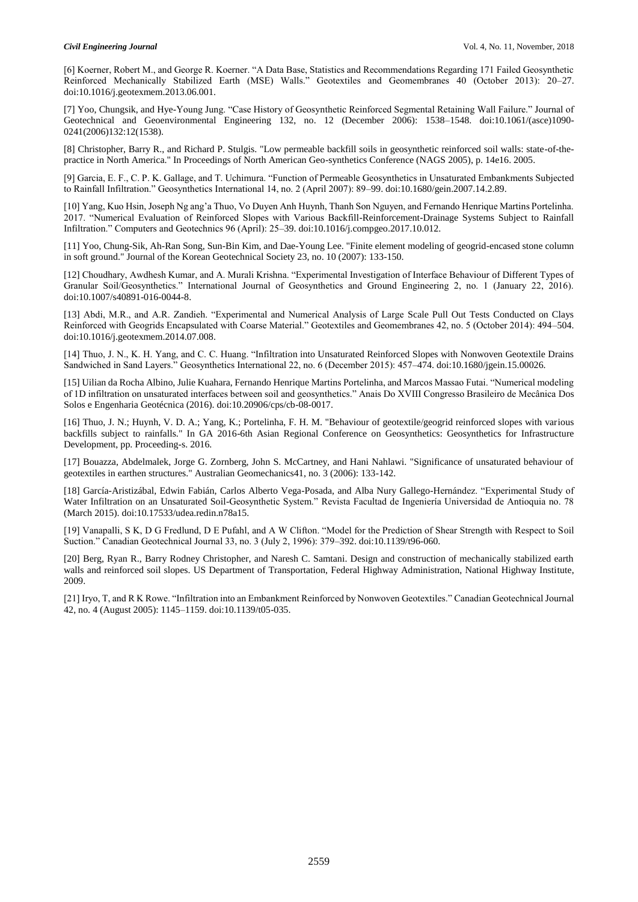[6] Koerner, Robert M., and George R. Koerner. "A Data Base, Statistics and Recommendations Regarding 171 Failed Geosynthetic Reinforced Mechanically Stabilized Earth (MSE) Walls." Geotextiles and Geomembranes 40 (October 2013): 20–27. doi:10.1016/j.geotexmem.2013.06.001.

[7] Yoo, Chungsik, and Hye-Young Jung. "Case History of Geosynthetic Reinforced Segmental Retaining Wall Failure." Journal of Geotechnical and Geoenvironmental Engineering 132, no. 12 (December 2006): 1538–1548. doi:10.1061/(asce)1090-0241(2006)132:12(1538).

[8] Christopher, Barry R., and Richard P. Stulgis. "Low permeable backfill soils in geosynthetic reinforced soil walls: state-of-the-practice in North America." In Proceedings of North American Geo-synthetics Conference (NAGS 2005), p. 14e16. 2005.

[9] Garcia, E. F., C. P. K. Gallage, and T. Uchimura. "Function of Permeable Geosynthetics in Unsaturated Embankments Subjected to Rainfall Infiltration." Geosynthetics International 14, no. 2 (April 2007): 89–99. doi:10.1680/gein.2007.14.2.89.

[10] Yang, Kuo Hsin, Joseph Ng ang'a Thuo, Vo Duyen Anh Huynh, Thanh Son Nguyen, and Fernando Henrique Martins Portelinha. 2017. "Numerical Evaluation of Reinforced Slopes with Various Backfill-Reinforcement-Drainage Systems Subject to Rainfall Infiltration." Computers and Geotechnics 96 (April): 25–39. doi:10.1016/j.compgeo.2017.10.012.

[11] Yoo, Chung-Sik, Ah-Ran Song, Sun-Bin Kim, and Dae-Young Lee. "Finite element modeling of geogrid-encased stone column in soft ground." Journal of the Korean Geotechnical Society 23, no. 10 (2007): 133-150.

[12] Choudhary, Awdhesh Kumar, and A. Murali Krishna. "Experimental Investigation of Interface Behaviour of Different Types of Granular Soil/Geosynthetics." International Journal of Geosynthetics and Ground Engineering 2, no. 1 (January 22, 2016). doi:10.1007/s40891-016-0044-8.

[13] Abdi, M.R., and A.R. Zandieh. "Experimental and Numerical Analysis of Large Scale Pull Out Tests Conducted on Clays Reinforced with Geogrids Encapsulated with Coarse Material." Geotextiles and Geomembranes 42, no. 5 (October 2014): 494–504. doi:10.1016/j.geotexmem.2014.07.008.

[14] Thuo, J. N., K. H. Yang, and C. C. Huang. "Infiltration into Unsaturated Reinforced Slopes with Nonwoven Geotextile Drains Sandwiched in Sand Layers." Geosynthetics International 22, no. 6 (December 2015): 457–474. doi:10.1680/jgein.15.00026.

[15] Uilian da Rocha Albino, Julie Kuahara, Fernando Henrique Martins Portelinha, and Marcos Massao Futai. "Numerical modeling of 1D infiltration on unsaturated interfaces between soil and geosynthetics." Anais Do XVIII Congresso Brasileiro de Mecânica Dos Solos e Engenharia Geotécnica (2016). doi:10.20906/cps/cb-08-0017.

[16] Thuo, J. N.; Huynh, V. D. A.; Yang, K.; Portelinha, F. H. M. "Behaviour of geotextile/geogrid reinforced slopes with various backfills subject to rainfalls." In GA 2016-6th Asian Regional Conference on Geosynthetics: Geosynthetics for Infrastructure Development, pp. Proceeding-s. 2016.

[17] Bouazza, Abdelmalek, Jorge G. Zornberg, John S. McCartney, and Hani Nahlawi. "Significance of unsaturated behaviour of geotextiles in earthen structures." Australian Geomechanics41, no. 3 (2006): 133-142.

[18] García-Aristizábal, Edwin Fabián, Carlos Alberto Vega-Posada, and Alba Nury Gallego-Hernández. "Experimental Study of Water Infiltration on an Unsaturated Soil-Geosynthetic System." Revista Facultad de Ingeniería Universidad de Antioquia no. 78 (March 2015). doi:10.17533/udea.redin.n78a15.

[19] Vanapalli, S K, D G Fredlund, D E Pufahl, and A W Clifton. "Model for the Prediction of Shear Strength with Respect to Soil Suction." Canadian Geotechnical Journal 33, no. 3 (July 2, 1996): 379–392. doi:10.1139/t96-060.

[20] Berg, Ryan R., Barry Rodney Christopher, and Naresh C. Samtani. Design and construction of mechanically stabilized earth walls and reinforced soil slopes. US Department of Transportation, Federal Highway Administration, National Highway Institute, 2009.

[21] Iryo, T, and R K Rowe. "Infiltration into an Embankment Reinforced by Nonwoven Geotextiles." Canadian Geotechnical Journal 42, no. 4 (August 2005): 1145–1159. doi:10.1139/t05-035.